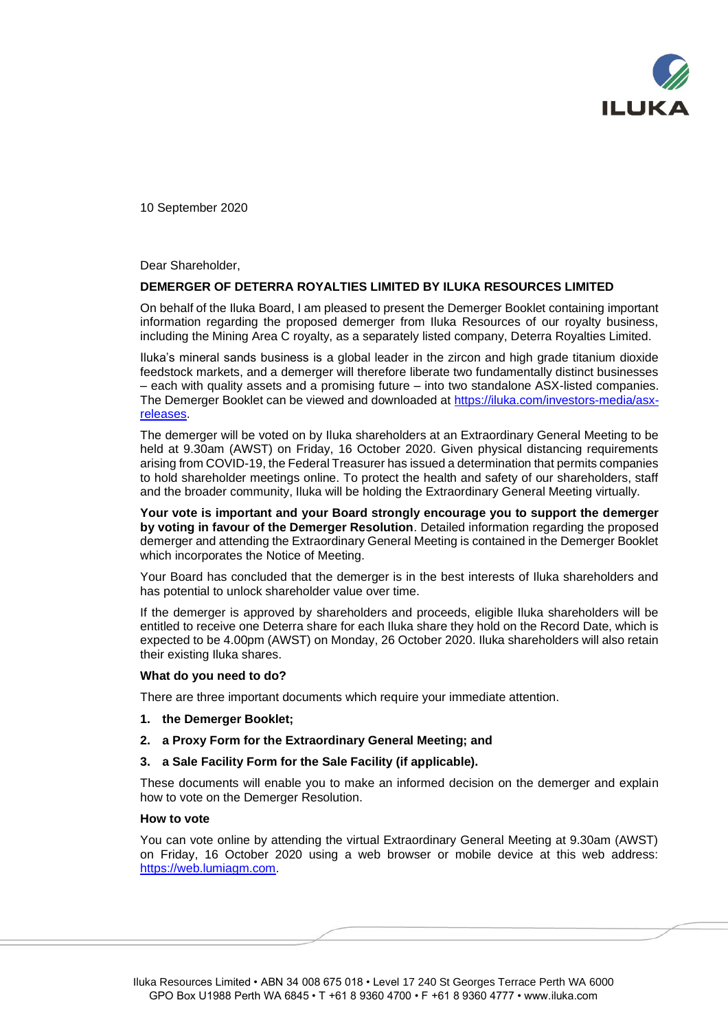10 September 2020

Dear Shareholder,

**DEMERGER OF DETERRA ROYALTIES LIMITED BY ILUKA RESOURCES LIMITED**

On behalf of the Iluka Board, I am pleased to present the Demerger Booklet containing important information regarding the proposed demerger from Iluka Resources of our royalty business, including the Mining Area C royalty, as a separately listed company, Deterra Royalties Limited.

Iluka's mineral sands business is a global leader in the zircon and high grade titanium dioxide feedstock markets, and a demerger will therefore liberate two fundamentally distinct businesses – each with quality assets and a promising future – into two standalone ASX-listed companies. The Demerger Booklet can be viewed and downloaded at https://iluka.com/investors-media/asx-releases.

The demerger will be voted on by Iluka shareholders at an Extraordinary General Meeting to be held at 9.30am (AWST) on Friday, 16 October 2020. Given physical distancing requirements arising from COVID-19, the Federal Treasurer has issued a determination that permits companies to hold shareholder meetings online. To protect the health and safety of our shareholders, staff and the broader community, Iluka will be holding the Extraordinary General Meeting virtually.

**Your vote is important and your Board strongly encourage you to support the demerger by voting in favour of the Demerger Resolution**. Detailed information regarding the proposed demerger and attending the Extraordinary General Meeting is contained in the Demerger Booklet which incorporates the Notice of Meeting.

Your Board has concluded that the demerger is in the best interests of Iluka shareholders and has potential to unlock shareholder value over time.

If the demerger is approved by shareholders and proceeds, eligible Iluka shareholders will be entitled to receive one Deterra share for each Iluka share they hold on the Record Date, which is expected to be 4.00pm (AWST) on Monday, 26 October 2020. Iluka shareholders will also retain their existing Iluka shares.

**What do you need to do?**

There are three important documents which require your immediate attention.

1. **the Demerger Booklet;**
2. **a Proxy Form for the Extraordinary General Meeting; and**
3. **a Sale Facility Form for the Sale Facility (if applicable).**

These documents will enable you to make an informed decision on the demerger and explain how to vote on the Demerger Resolution.

**How to vote**

You can vote online by attending the virtual Extraordinary General Meeting at 9.30am (AWST) on Friday, 16 October 2020 using a web browser or mobile device at this web address: https://web.lumiagm.com.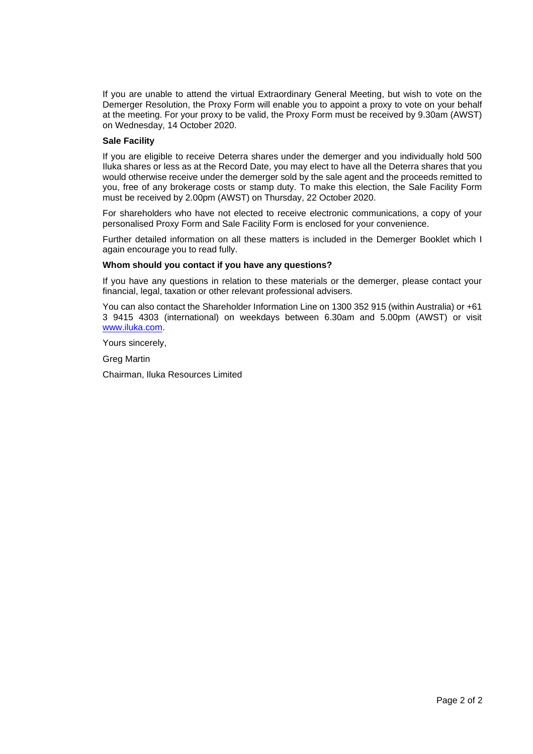If you are unable to attend the virtual Extraordinary General Meeting, but wish to vote on the Demerger Resolution, the Proxy Form will enable you to appoint a proxy to vote on your behalf at the meeting. For your proxy to be valid, the Proxy Form must be received by 9.30am (AWST) on Wednesday, 14 October 2020.

**Sale Facility**

If you are eligible to receive Deterra shares under the demerger and you individually hold 500 Iluka shares or less as at the Record Date, you may elect to have all the Deterra shares that you would otherwise receive under the demerger sold by the sale agent and the proceeds remitted to you, free of any brokerage costs or stamp duty. To make this election, the Sale Facility Form must be received by 2.00pm (AWST) on Thursday, 22 October 2020.

For shareholders who have not elected to receive electronic communications, a copy of your personalised Proxy Form and Sale Facility Form is enclosed for your convenience.

Further detailed information on all these matters is included in the Demerger Booklet which I again encourage you to read fully.

**Whom should you contact if you have any questions?**

If you have any questions in relation to these materials or the demerger, please contact your financial, legal, taxation or other relevant professional advisers.

You can also contact the Shareholder Information Line on 1300 352 915 (within Australia) or +61 3 9415 4303 (international) on weekdays between 6.30am and 5.00pm (AWST) or visit [www.iluka.com](http://www.iluka.com).

Yours sincerely,

Greg Martin

Chairman, Iluka Resources Limited